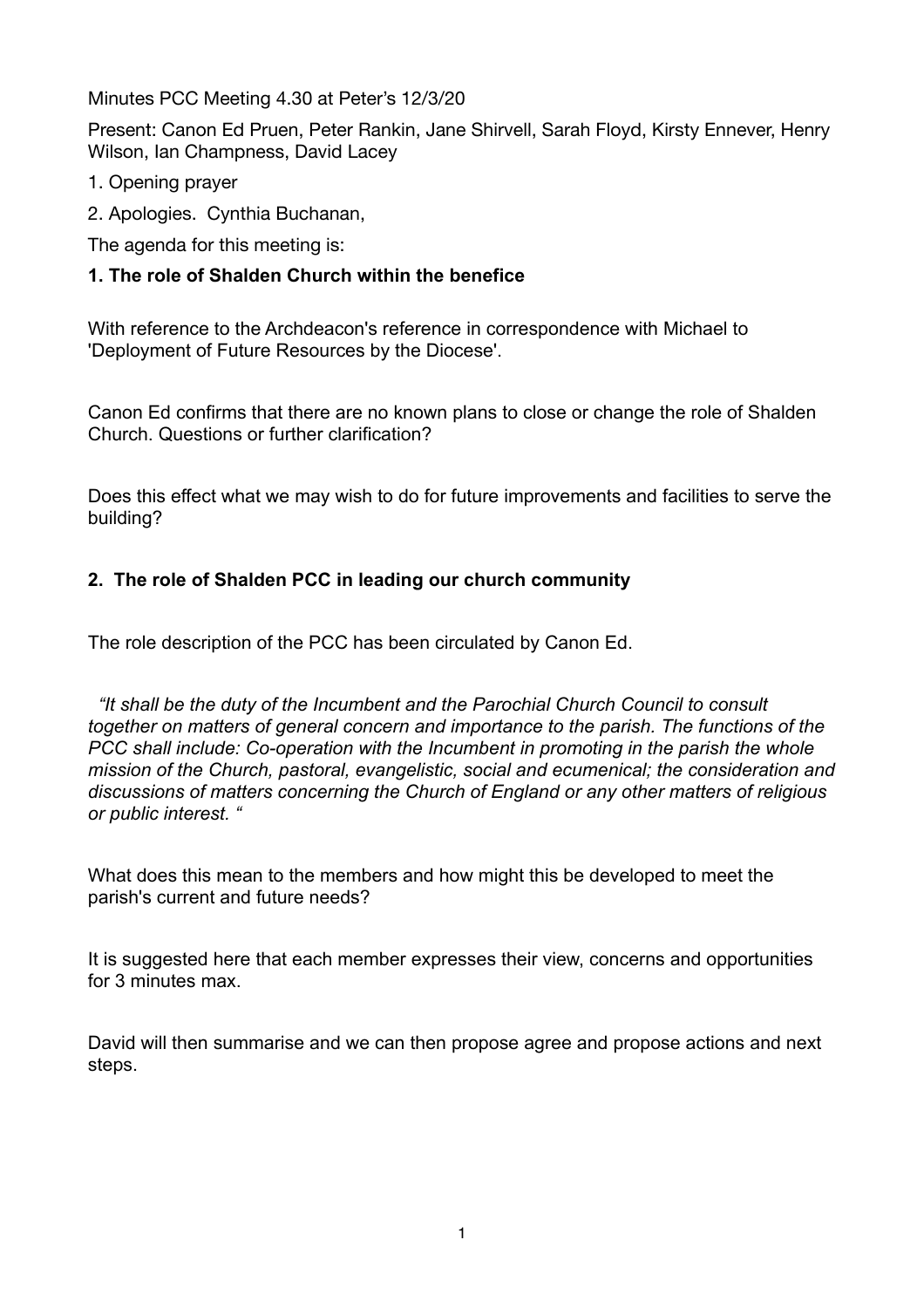Minutes PCC Meeting 4.30 at Peter's 12/3/20

Present: Canon Ed Pruen, Peter Rankin, Jane Shirvell, Sarah Floyd, Kirsty Ennever, Henry Wilson, Ian Champness, David Lacey

1. Opening prayer
2. Apologies. Cynthia Buchanan,

The agenda for this meeting is:

**1. The role of Shalden Church within the benefice**

With reference to the Archdeacon's reference in correspondence with Michael to 'Deployment of Future Resources by the Diocese'.

Canon Ed confirms that there are no known plans to close or change the role of Shalden Church. Questions or further clarification?

Does this effect what we may wish to do for future improvements and facilities to serve the building?

**2. The role of Shalden PCC in leading our church community**

The role description of the PCC has been circulated by Canon Ed.

*"It shall be the duty of the Incumbent and the Parochial Church Council to consult together on matters of general concern and importance to the parish. The functions of the PCC shall include: Co-operation with the Incumbent in promoting in the parish the whole mission of the Church, pastoral, evangelistic, social and ecumenical; the consideration and discussions of matters concerning the Church of England or any other matters of religious or public interest. "*

What does this mean to the members and how might this be developed to meet the parish's current and future needs?

It is suggested here that each member expresses their view, concerns and opportunities for 3 minutes max.

David will then summarise and we can then propose agree and propose actions and next steps.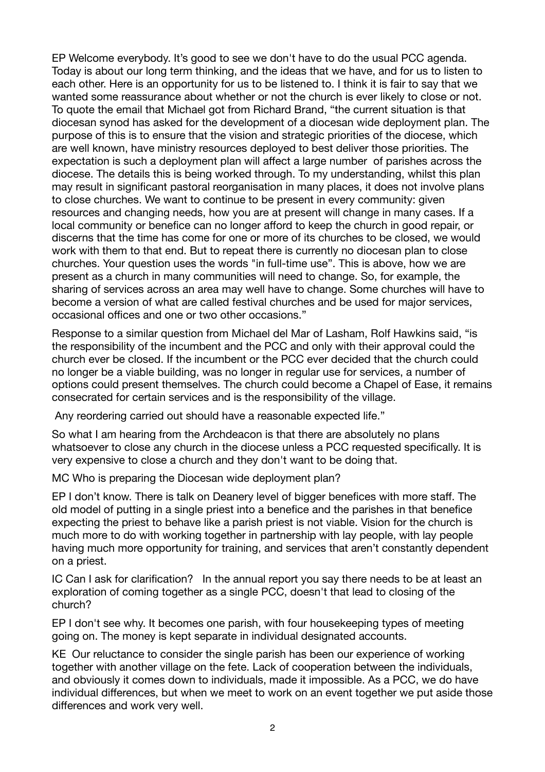EP Welcome everybody. It's good to see we don't have to do the usual PCC agenda. Today is about our long term thinking, and the ideas that we have, and for us to listen to each other. Here is an opportunity for us to be listened to. I think it is fair to say that we wanted some reassurance about whether or not the church is ever likely to close or not. To quote the email that Michael got from Richard Brand, "the current situation is that diocesan synod has asked for the development of a diocesan wide deployment plan. The purpose of this is to ensure that the vision and strategic priorities of the diocese, which are well known, have ministry resources deployed to best deliver those priorities. The expectation is such a deployment plan will affect a large number of parishes across the diocese. The details this is being worked through. To my understanding, whilst this plan may result in significant pastoral reorganisation in many places, it does not involve plans to close churches. We want to continue to be present in every community: given resources and changing needs, how you are at present will change in many cases. If a local community or benefice can no longer afford to keep the church in good repair, or discerns that the time has come for one or more of its churches to be closed, we would work with them to that end. But to repeat there is currently no diocesan plan to close churches. Your question uses the words "in full-time use". This is above, how we are present as a church in many communities will need to change. So, for example, the sharing of services across an area may well have to change. Some churches will have to become a version of what are called festival churches and be used for major services, occasional offices and one or two other occasions."

Response to a similar question from Michael del Mar of Lasham, Rolf Hawkins said, "is the responsibility of the incumbent and the PCC and only with their approval could the church ever be closed. If the incumbent or the PCC ever decided that the church could no longer be a viable building, was no longer in regular use for services, a number of options could present themselves. The church could become a Chapel of Ease, it remains consecrated for certain services and is the responsibility of the village.

Any reordering carried out should have a reasonable expected life."

So what I am hearing from the Archdeacon is that there are absolutely no plans whatsoever to close any church in the diocese unless a PCC requested specifically. It is very expensive to close a church and they don't want to be doing that.

MC Who is preparing the Diocesan wide deployment plan?

EP I don't know. There is talk on Deanery level of bigger benefices with more staff. The old model of putting in a single priest into a benefice and the parishes in that benefice expecting the priest to behave like a parish priest is not viable. Vision for the church is much more to do with working together in partnership with lay people, with lay people having much more opportunity for training, and services that aren't constantly dependent on a priest.

IC Can I ask for clarification? In the annual report you say there needs to be at least an exploration of coming together as a single PCC, doesn't that lead to closing of the church?

EP I don't see why. It becomes one parish, with four housekeeping types of meeting going on. The money is kept separate in individual designated accounts.

KE Our reluctance to consider the single parish has been our experience of working together with another village on the fete. Lack of cooperation between the individuals, and obviously it comes down to individuals, made it impossible. As a PCC, we do have individual differences, but when we meet to work on an event together we put aside those differences and work very well.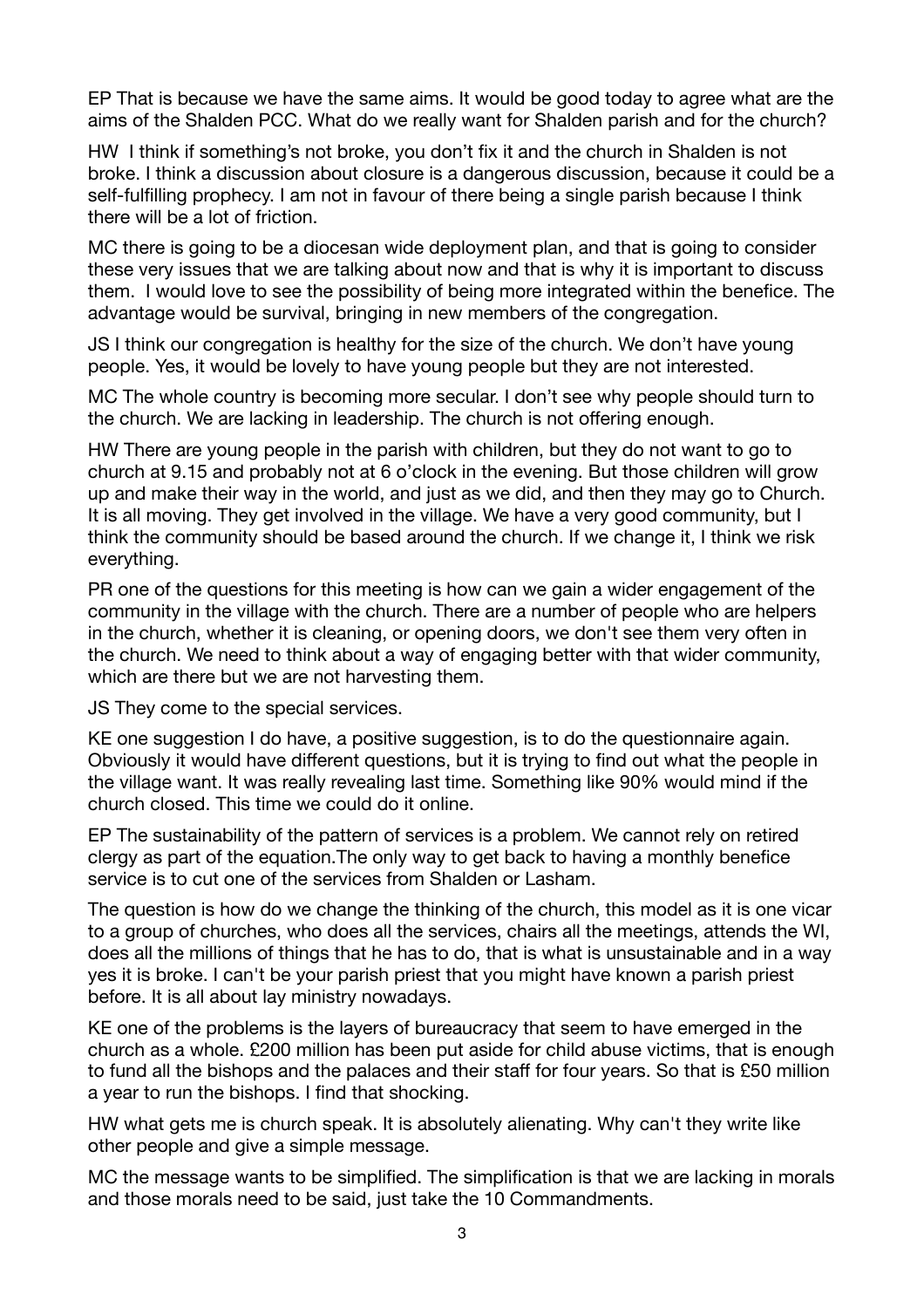EP That is because we have the same aims. It would be good today to agree what are the aims of the Shalden PCC. What do we really want for Shalden parish and for the church?

HW I think if something's not broke, you don't fix it and the church in Shalden is not broke. I think a discussion about closure is a dangerous discussion, because it could be a self-fulfilling prophecy. I am not in favour of there being a single parish because I think there will be a lot of friction.

MC there is going to be a diocesan wide deployment plan, and that is going to consider these very issues that we are talking about now and that is why it is important to discuss them. I would love to see the possibility of being more integrated within the benefice. The advantage would be survival, bringing in new members of the congregation.

JS I think our congregation is healthy for the size of the church. We don't have young people. Yes, it would be lovely to have young people but they are not interested.

MC The whole country is becoming more secular. I don't see why people should turn to the church. We are lacking in leadership. The church is not offering enough.

HW There are young people in the parish with children, but they do not want to go to church at 9.15 and probably not at 6 o'clock in the evening. But those children will grow up and make their way in the world, and just as we did, and then they may go to Church. It is all moving. They get involved in the village. We have a very good community, but I think the community should be based around the church. If we change it, I think we risk everything.

PR one of the questions for this meeting is how can we gain a wider engagement of the community in the village with the church. There are a number of people who are helpers in the church, whether it is cleaning, or opening doors, we don't see them very often in the church. We need to think about a way of engaging better with that wider community, which are there but we are not harvesting them.

JS They come to the special services.

KE one suggestion I do have, a positive suggestion, is to do the questionnaire again. Obviously it would have different questions, but it is trying to find out what the people in the village want. It was really revealing last time. Something like 90% would mind if the church closed. This time we could do it online.

EP The sustainability of the pattern of services is a problem. We cannot rely on retired clergy as part of the equation.The only way to get back to having a monthly benefice service is to cut one of the services from Shalden or Lasham.

The question is how do we change the thinking of the church, this model as it is one vicar to a group of churches, who does all the services, chairs all the meetings, attends the WI, does all the millions of things that he has to do, that is what is unsustainable and in a way yes it is broke. I can't be your parish priest that you might have known a parish priest before. It is all about lay ministry nowadays.

KE one of the problems is the layers of bureaucracy that seem to have emerged in the church as a whole. £200 million has been put aside for child abuse victims, that is enough to fund all the bishops and the palaces and their staff for four years. So that is £50 million a year to run the bishops. I find that shocking.

HW what gets me is church speak. It is absolutely alienating. Why can't they write like other people and give a simple message.

MC the message wants to be simplified. The simplification is that we are lacking in morals and those morals need to be said, just take the 10 Commandments.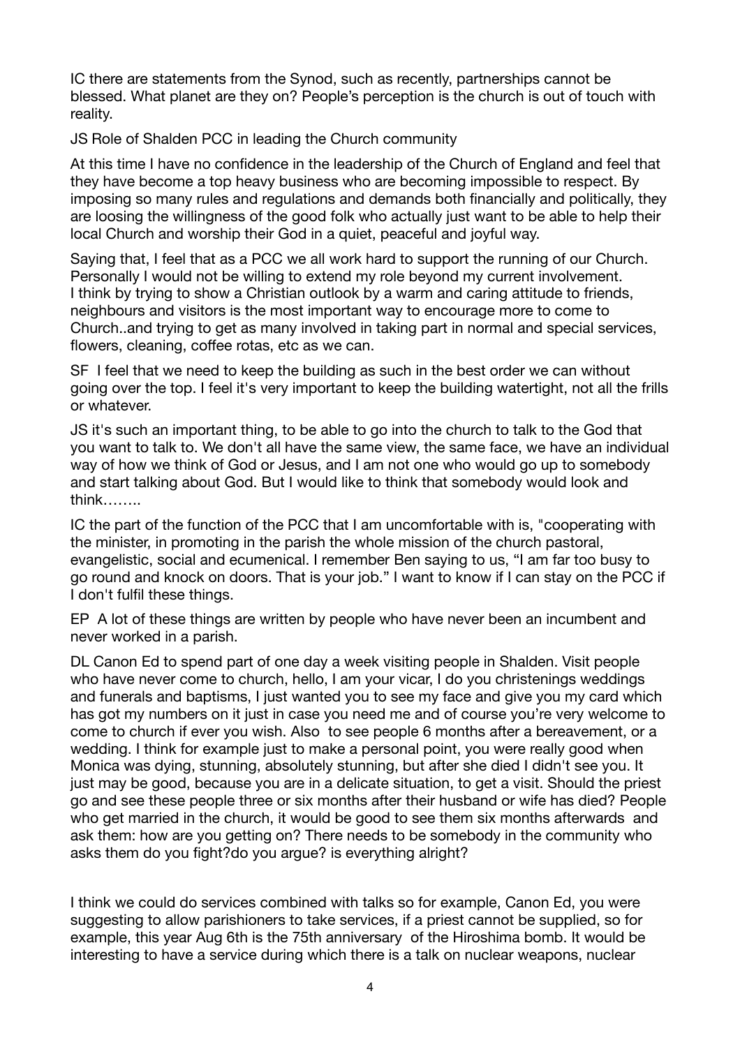IC there are statements from the Synod, such as recently, partnerships cannot be blessed. What planet are they on? People's perception is the church is out of touch with reality.

JS Role of Shalden PCC in leading the Church community

At this time I have no confidence in the leadership of the Church of England and feel that they have become a top heavy business who are becoming impossible to respect. By imposing so many rules and regulations and demands both financially and politically, they are loosing the willingness of the good folk who actually just want to be able to help their local Church and worship their God in a quiet, peaceful and joyful way.

Saying that, I feel that as a PCC we all work hard to support the running of our Church. Personally I would not be willing to extend my role beyond my current involvement. I think by trying to show a Christian outlook by a warm and caring attitude to friends, neighbours and visitors is the most important way to encourage more to come to Church..and trying to get as many involved in taking part in normal and special services, flowers, cleaning, coffee rotas, etc as we can.

SF I feel that we need to keep the building as such in the best order we can without going over the top. I feel it's very important to keep the building watertight, not all the frills or whatever.

JS it's such an important thing, to be able to go into the church to talk to the God that you want to talk to. We don't all have the same view, the same face, we have an individual way of how we think of God or Jesus, and I am not one who would go up to somebody and start talking about God. But I would like to think that somebody would look and think……..

IC the part of the function of the PCC that I am uncomfortable with is, "cooperating with the minister, in promoting in the parish the whole mission of the church pastoral, evangelistic, social and ecumenical. I remember Ben saying to us, "I am far too busy to go round and knock on doors. That is your job." I want to know if I can stay on the PCC if I don't fulfil these things.

EP A lot of these things are written by people who have never been an incumbent and never worked in a parish.

DL Canon Ed to spend part of one day a week visiting people in Shalden. Visit people who have never come to church, hello, I am your vicar, I do you christenings weddings and funerals and baptisms, I just wanted you to see my face and give you my card which has got my numbers on it just in case you need me and of course you're very welcome to come to church if ever you wish. Also to see people 6 months after a bereavement, or a wedding. I think for example just to make a personal point, you were really good when Monica was dying, stunning, absolutely stunning, but after she died I didn't see you. It just may be good, because you are in a delicate situation, to get a visit. Should the priest go and see these people three or six months after their husband or wife has died? People who get married in the church, it would be good to see them six months afterwards and ask them: how are you getting on? There needs to be somebody in the community who asks them do you fight?do you argue? is everything alright?

I think we could do services combined with talks so for example, Canon Ed, you were suggesting to allow parishioners to take services, if a priest cannot be supplied, so for example, this year Aug 6th is the 75th anniversary of the Hiroshima bomb. It would be interesting to have a service during which there is a talk on nuclear weapons, nuclear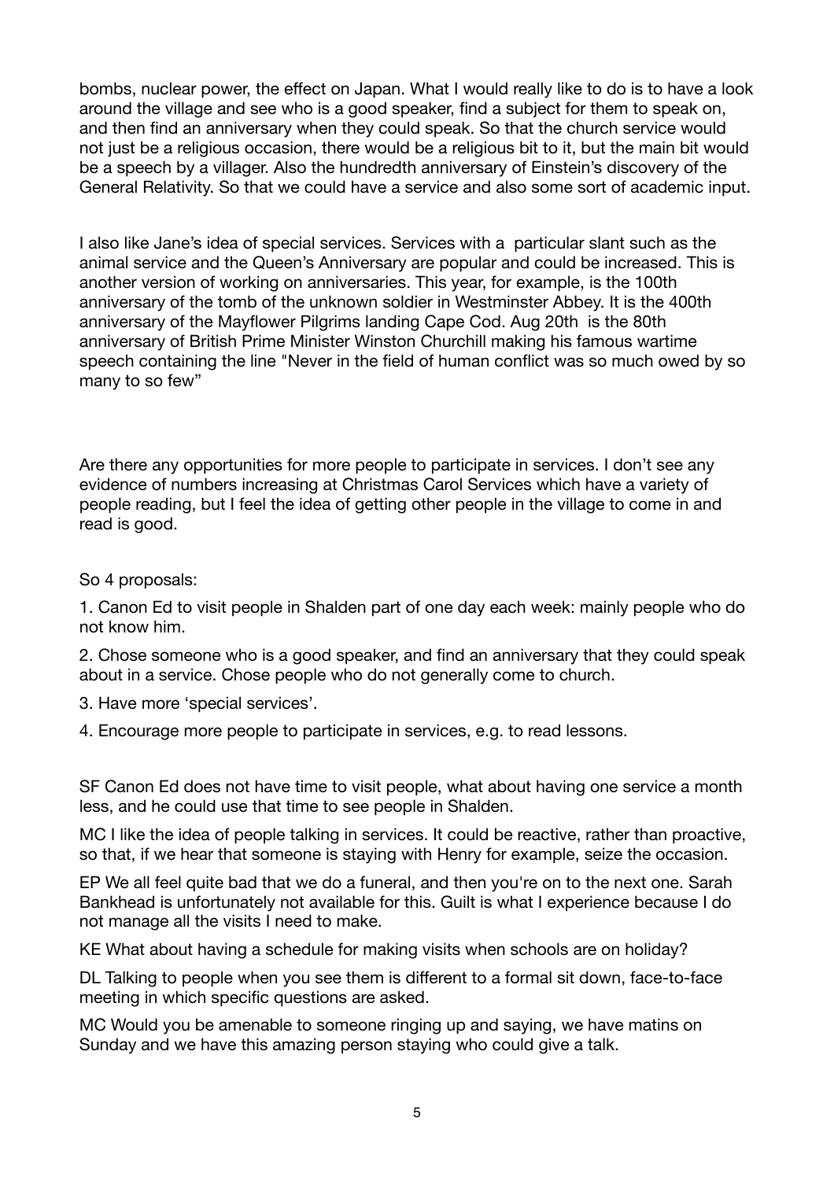bombs, nuclear power, the effect on Japan. What I would really like to do is to have a look around the village and see who is a good speaker, find a subject for them to speak on, and then find an anniversary when they could speak. So that the church service would not just be a religious occasion, there would be a religious bit to it, but the main bit would be a speech by a villager. Also the hundredth anniversary of Einstein's discovery of the General Relativity. So that we could have a service and also some sort of academic input.

I also like Jane's idea of special services. Services with a particular slant such as the animal service and the Queen's Anniversary are popular and could be increased. This is another version of working on anniversaries. This year, for example, is the 100th anniversary of the tomb of the unknown soldier in Westminster Abbey. It is the 400th anniversary of the Mayflower Pilgrims landing Cape Cod. Aug 20th is the 80th anniversary of British Prime Minister Winston Churchill making his famous wartime speech containing the line "Never in the field of human conflict was so much owed by so many to so few"

Are there any opportunities for more people to participate in services. I don't see any evidence of numbers increasing at Christmas Carol Services which have a variety of people reading, but I feel the idea of getting other people in the village to come in and read is good.

So 4 proposals:

1. Canon Ed to visit people in Shalden part of one day each week: mainly people who do not know him.
2. Chose someone who is a good speaker, and find an anniversary that they could speak about in a service. Chose people who do not generally come to church.
3. Have more 'special services'.
4. Encourage more people to participate in services, e.g. to read lessons.

SF Canon Ed does not have time to visit people, what about having one service a month less, and he could use that time to see people in Shalden.

MC I like the idea of people talking in services. It could be reactive, rather than proactive, so that, if we hear that someone is staying with Henry for example, seize the occasion.

EP We all feel quite bad that we do a funeral, and then you're on to the next one. Sarah Bankhead is unfortunately not available for this. Guilt is what I experience because I do not manage all the visits I need to make.

KE What about having a schedule for making visits when schools are on holiday?

DL Talking to people when you see them is different to a formal sit down, face-to-face meeting in which specific questions are asked.

MC Would you be amenable to someone ringing up and saying, we have matins on Sunday and we have this amazing person staying who could give a talk.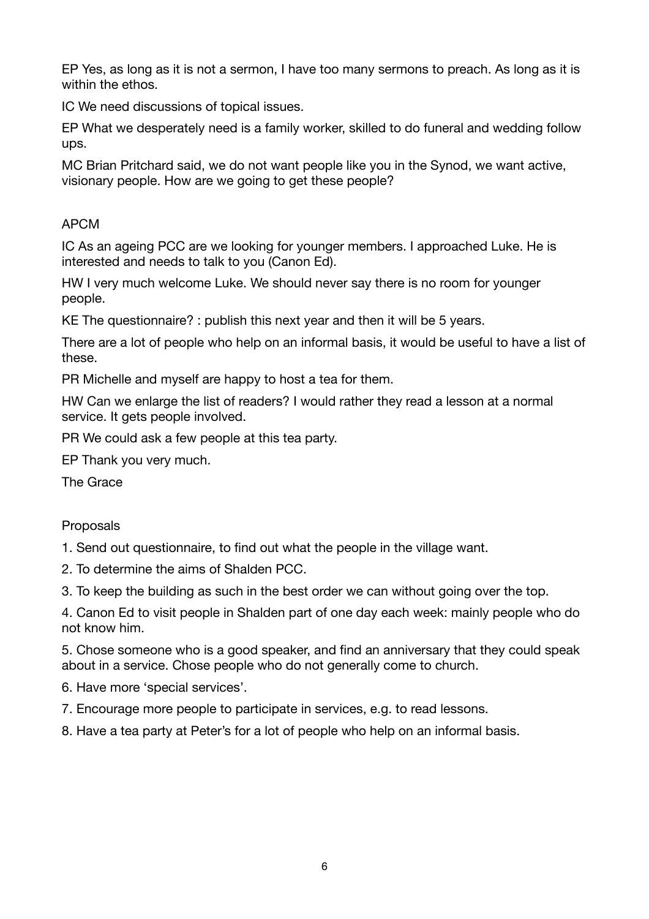EP Yes, as long as it is not a sermon, I have too many sermons to preach. As long as it is within the ethos.

IC We need discussions of topical issues.

EP What we desperately need is a family worker, skilled to do funeral and wedding follow ups.

MC Brian Pritchard said, we do not want people like you in the Synod, we want active, visionary people. How are we going to get these people?

APCM

IC As an ageing PCC are we looking for younger members. I approached Luke. He is interested and needs to talk to you (Canon Ed).

HW I very much welcome Luke. We should never say there is no room for younger people.

KE The questionnaire? : publish this next year and then it will be 5 years.

There are a lot of people who help on an informal basis, it would be useful to have a list of these.

PR Michelle and myself are happy to host a tea for them.

HW Can we enlarge the list of readers? I would rather they read a lesson at a normal service. It gets people involved.

PR We could ask a few people at this tea party.

EP Thank you very much.

The Grace

Proposals

1. Send out questionnaire, to find out what the people in the village want.
2. To determine the aims of Shalden PCC.
3. To keep the building as such in the best order we can without going over the top.
4. Canon Ed to visit people in Shalden part of one day each week: mainly people who do not know him.
5. Chose someone who is a good speaker, and find an anniversary that they could speak about in a service. Chose people who do not generally come to church.
6. Have more 'special services'.
7. Encourage more people to participate in services, e.g. to read lessons.
8. Have a tea party at Peter's for a lot of people who help on an informal basis.